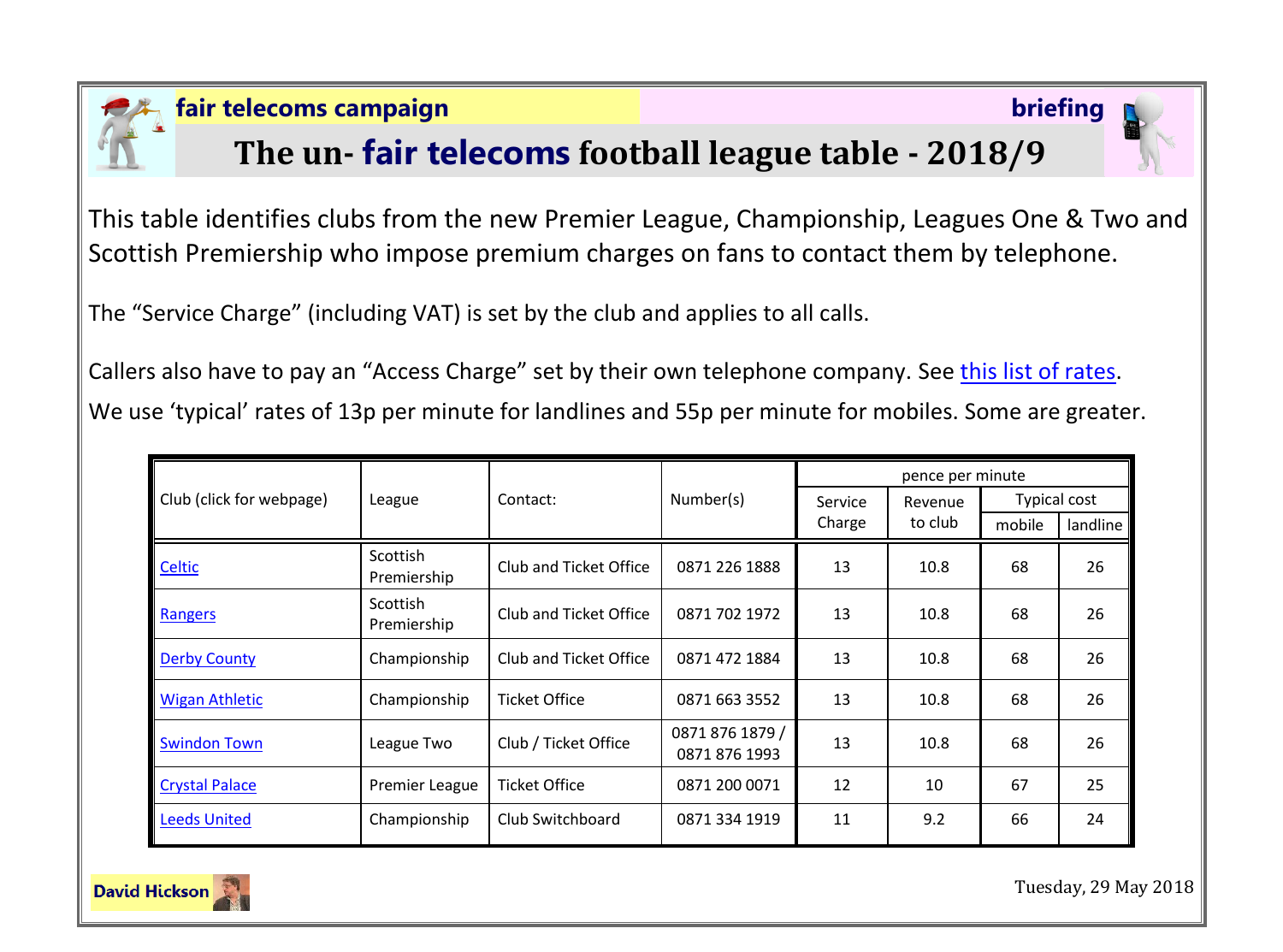**fair telecoms campaign** **briefing**

# The un- fair telecoms football league table - 2018/9

This table identifies clubs from the new Premier League, Championship, Leagues One & Two and Scottish Premiership who impose premium charges on fans to contact them by telephone.

The "Service Charge" (including VAT) is set by the club and applies to all calls.

Callers also have to pay an "Access Charge" set by their own telephone company. See this list of rates.

We use 'typical' rates of 13p per minute for landlines and 55p per minute for mobiles. Some are greater.

| Club (click for webpage) | League | Contact: | Number(s) | pence per minute | | | |
|---|---|---|---|---|---|---|---|
| | | | | Service Charge | Revenue to club | Typical cost | |
| | | | | | | mobile | landline |
| Celtic | Scottish Premiership | Club and Ticket Office | 0871 226 1888 | 13 | 10.8 | 68 | 26 |
| Rangers | Scottish Premiership | Club and Ticket Office | 0871 702 1972 | 13 | 10.8 | 68 | 26 |
| Derby County | Championship | Club and Ticket Office | 0871 472 1884 | 13 | 10.8 | 68 | 26 |
| Wigan Athletic | Championship | Ticket Office | 0871 663 3552 | 13 | 10.8 | 68 | 26 |
| Swindon Town | League Two | Club / Ticket Office | 0871 876 1879 / 0871 876 1993 | 13 | 10.8 | 68 | 26 |
| Crystal Palace | Premier League | Ticket Office | 0871 200 0071 | 12 | 10 | 67 | 25 |
| Leeds United | Championship | Club Switchboard | 0871 334 1919 | 11 | 9.2 | 66 | 24 |

David Hickson

Tuesday, 29 May 2018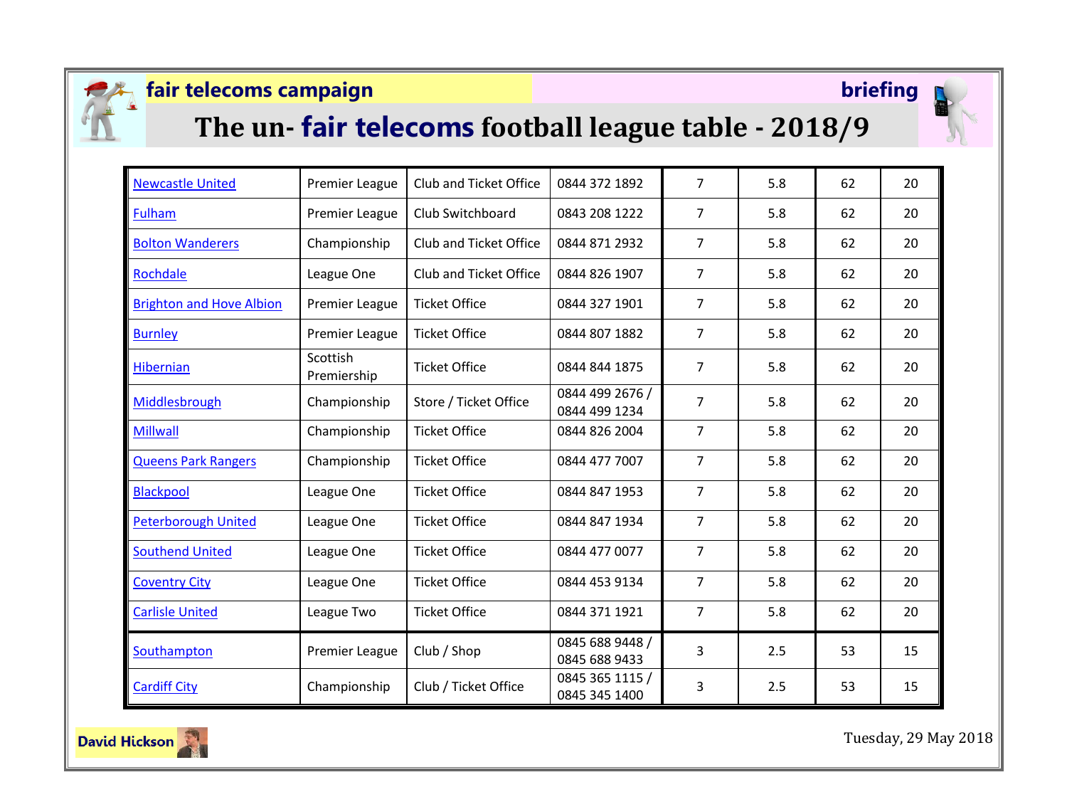**fair telecoms campaign** **briefing**

# The un- fair telecoms football league table - 2018/9

| | | | | | | | |
|---|---|---|---|---|---|---|---|
| Newcastle United | Premier League | Club and Ticket Office | 0844 372 1892 | 7 | 5.8 | 62 | 20 |
| Fulham | Premier League | Club Switchboard | 0843 208 1222 | 7 | 5.8 | 62 | 20 |
| Bolton Wanderers | Championship | Club and Ticket Office | 0844 871 2932 | 7 | 5.8 | 62 | 20 |
| Rochdale | League One | Club and Ticket Office | 0844 826 1907 | 7 | 5.8 | 62 | 20 |
| Brighton and Hove Albion | Premier League | Ticket Office | 0844 327 1901 | 7 | 5.8 | 62 | 20 |
| Burnley | Premier League | Ticket Office | 0844 807 1882 | 7 | 5.8 | 62 | 20 |
| Hibernian | Scottish Premiership | Ticket Office | 0844 844 1875 | 7 | 5.8 | 62 | 20 |
| Middlesbrough | Championship | Store / Ticket Office | 0844 499 2676 / 0844 499 1234 | 7 | 5.8 | 62 | 20 |
| Millwall | Championship | Ticket Office | 0844 826 2004 | 7 | 5.8 | 62 | 20 |
| Queens Park Rangers | Championship | Ticket Office | 0844 477 7007 | 7 | 5.8 | 62 | 20 |
| Blackpool | League One | Ticket Office | 0844 847 1953 | 7 | 5.8 | 62 | 20 |
| Peterborough United | League One | Ticket Office | 0844 847 1934 | 7 | 5.8 | 62 | 20 |
| Southend United | League One | Ticket Office | 0844 477 0077 | 7 | 5.8 | 62 | 20 |
| Coventry City | League One | Ticket Office | 0844 453 9134 | 7 | 5.8 | 62 | 20 |
| Carlisle United | League Two | Ticket Office | 0844 371 1921 | 7 | 5.8 | 62 | 20 |
| Southampton | Premier League | Club / Shop | 0845 688 9448 / 0845 688 9433 | 3 | 2.5 | 53 | 15 |
| Cardiff City | Championship | Club / Ticket Office | 0845 365 1115 / 0845 345 1400 | 3 | 2.5 | 53 | 15 |

David Hickson

Tuesday, 29 May 2018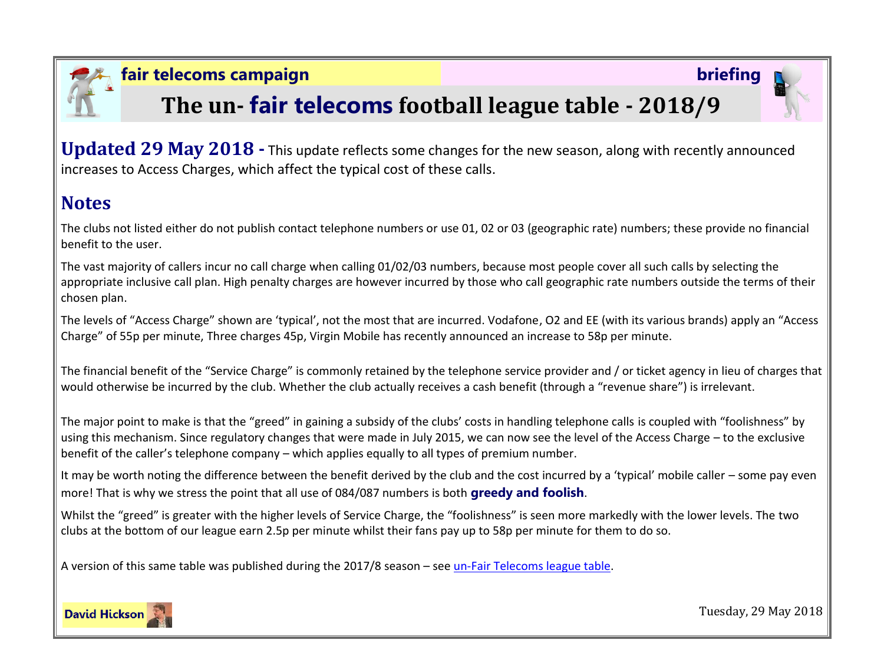fair telecoms campaign — briefing

# The un- fair telecoms football league table - 2018/9

**Updated 29 May 2018 -** This update reflects some changes for the new season, along with recently announced increases to Access Charges, which affect the typical cost of these calls.

## Notes

The clubs not listed either do not publish contact telephone numbers or use 01, 02 or 03 (geographic rate) numbers; these provide no financial benefit to the user.

The vast majority of callers incur no call charge when calling 01/02/03 numbers, because most people cover all such calls by selecting the appropriate inclusive call plan. High penalty charges are however incurred by those who call geographic rate numbers outside the terms of their chosen plan.

The levels of "Access Charge" shown are 'typical', not the most that are incurred. Vodafone, O2 and EE (with its various brands) apply an "Access Charge" of 55p per minute, Three charges 45p, Virgin Mobile has recently announced an increase to 58p per minute.

The financial benefit of the "Service Charge" is commonly retained by the telephone service provider and / or ticket agency in lieu of charges that would otherwise be incurred by the club. Whether the club actually receives a cash benefit (through a "revenue share") is irrelevant.

The major point to make is that the "greed" in gaining a subsidy of the clubs' costs in handling telephone calls is coupled with "foolishness" by using this mechanism. Since regulatory changes that were made in July 2015, we can now see the level of the Access Charge – to the exclusive benefit of the caller's telephone company – which applies equally to all types of premium number.

It may be worth noting the difference between the benefit derived by the club and the cost incurred by a 'typical' mobile caller – some pay even more! That is why we stress the point that all use of 084/087 numbers is both **greedy and foolish**.

Whilst the "greed" is greater with the higher levels of Service Charge, the "foolishness" is seen more markedly with the lower levels. The two clubs at the bottom of our league earn 2.5p per minute whilst their fans pay up to 58p per minute for them to do so.

A version of this same table was published during the 2017/8 season – see un-Fair Telecoms league table.

David Hickson

Tuesday, 29 May 2018